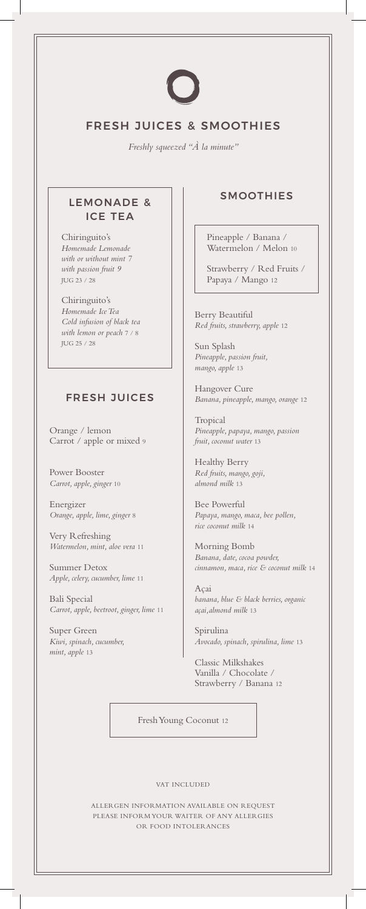# FRESH JUICES & SMOOTHIES

*Freshly squeezed "À la minute"*

## LEMONADE & ICE TEA

Chiringuito's
*Homemade Lemonade*
*with or without mint* 7
*with passion fruit* 9
JUG 23 / 28

Chiringuito's
*Homemade Ice Tea*
*Cold infusion of black tea*
*with lemon or peach* 7 / 8
JUG 25 / 28

## FRESH JUICES

Orange / lemon
Carrot / apple or mixed 9

Power Booster
*Carrot, apple, ginger* 10

Energizer
*Orange, apple, lime, ginger* 8

Very Refreshing
*Watermelon, mint, aloe vera* 11

Summer Detox
*Apple, celery, cucumber, lime* 11

Bali Special
*Carrot, apple, beetroot, ginger, lime* 11

Super Green
*Kiwi, spinach, cucumber, mint, apple* 13

## SMOOTHIES

Pineapple / Banana / Watermelon / Melon 10

Strawberry / Red Fruits / Papaya / Mango 12

Berry Beautiful
*Red fruits, strawberry, apple* 12

Sun Splash
*Pineapple, passion fruit, mango, apple* 13

Hangover Cure
*Banana, pineapple, mango, orange* 12

Tropical
*Pineapple, papaya, mango, passion fruit, coconut water* 13

Healthy Berry
*Red fruits, mango, goji, almond milk* 13

Bee Powerful
*Papaya, mango, maca, bee pollen, rice coconut milk* 14

Morning Bomb
*Banana, date, cocoa powder, cinnamon, maca, rice & coconut milk* 14

Açai
*banana, blue & black berries, organic açai,almond milk* 13

Spirulina
*Avocado, spinach, spirulina, lime* 13

Classic Milkshakes
Vanilla / Chocolate / Strawberry / Banana 12

Fresh Young Coconut 12

VAT INCLUDED

ALLERGEN INFORMATION AVAILABLE ON REQUEST
PLEASE INFORM YOUR WAITER OF ANY ALLERGIES
OR FOOD INTOLERANCES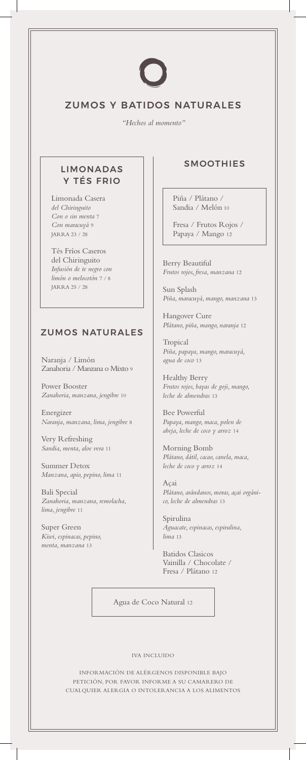# ZUMOS Y BATIDOS NATURALES

*"Hechos al momento"*

## LIMONADAS Y TÉS FRIO

Limonada Casera
*del Chiringuito*
*Con o sin menta* 7
*Con maracuyá* 9
JARRA 23 / 28

Tés Fríos Caseros del Chiringuito
*Infusión de te negro con limón o melocotón* 7 / 8
JARRA 25 / 28

## ZUMOS NATURALES

Naranja / Limón
Zanahoria / Manzana o Mixto 9

Power Booster
*Zanahoria, manzana, jengibre* 10

Energizer
*Naranja, manzana, lima, jengibre* 8

Very Refreshing
*Sandia, menta, aloe vera* 11

Summer Detox
*Manzana, apio, pepino, lima* 11

Bali Special
*Zanahoria, manzana, remolacha, lima, jengibre* 11

Super Green
*Kiwi, espinacas, pepino, menta, manzana* 13

## SMOOTHIES

Piña / Plátano / Sandia / Melón 10

Fresa / Frutos Rojos / Papaya / Mango 12

Berry Beautiful
*Frutos rojos, fresa, manzana* 12

Sun Splash
*Piña, maracuyá, mango, manzana* 13

Hangover Cure
*Plátano, piña, mango, naranja* 12

Tropical
*Piña, papaya, mango, maracuyá, agua de coco* 13

Healthy Berry
*Frutos rojos, bayas de goji, mango, leche de almendras* 13

Bee Powerful
*Papaya, mango, maca, polen de abeja, leche de coco y arroz* 14

Morning Bomb
*Plátano, dátil, cacao, canela, maca, leche de coco y arroz* 14

Açai
*Plátano, arándanos, moras, açai orgánico, leche de almendras* 13

Spirulina
*Aguacate, espinacas, espirulina, lima* 13

Batidos Clasicos
Vainilla / Chocolate / Fresa / Plátano 12

Agua de Coco Natural 12

IVA INCLUIDO

INFORMACIÓN DE ALÉRGENOS DISPONIBLE BAJO PETICIÓN, POR FAVOR INFORME A SU CAMARERO DE CUALQUIER ALERGIA O INTOLERANCIA A LOS ALIMENTOS